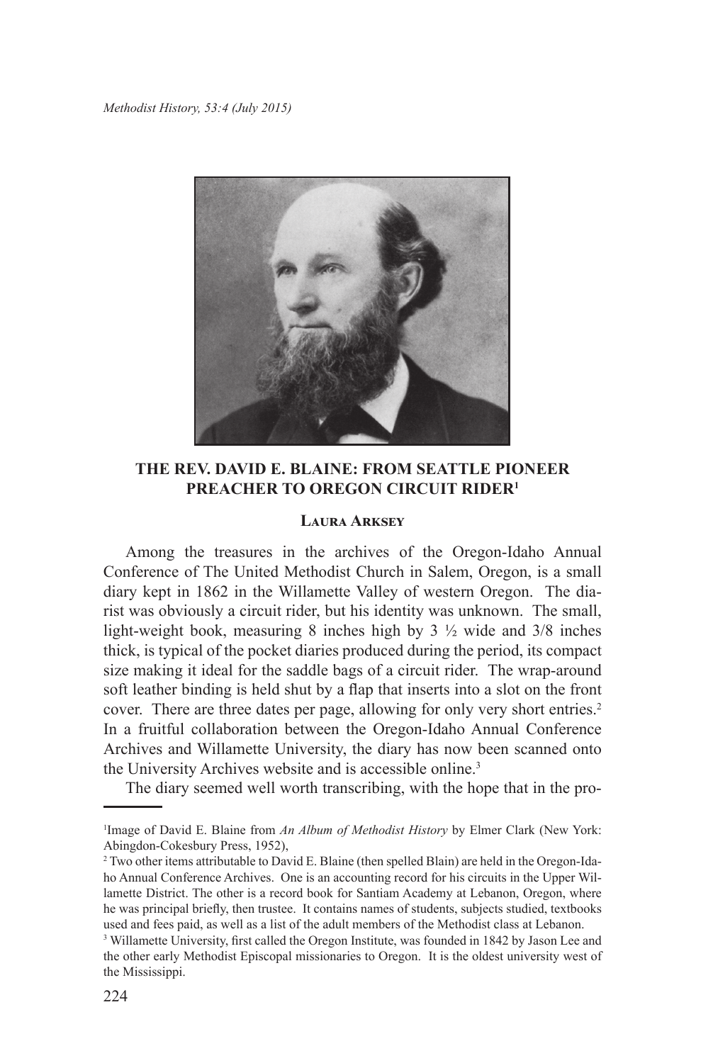# THE REV. DAVID E. BLAINE: FROM SEATTLE PIONEER PREACHER TO OREGON CIRCUIT RIDER[1]

**Laura Arksey**

Among the treasures in the archives of the Oregon-Idaho Annual Conference of The United Methodist Church in Salem, Oregon, is a small diary kept in 1862 in the Willamette Valley of western Oregon. The diarist was obviously a circuit rider, but his identity was unknown. The small, light-weight book, measuring 8 inches high by 3 ½ wide and 3/8 inches thick, is typical of the pocket diaries produced during the period, its compact size making it ideal for the saddle bags of a circuit rider. The wrap-around soft leather binding is held shut by a flap that inserts into a slot on the front cover. There are three dates per page, allowing for only very short entries.[2] In a fruitful collaboration between the Oregon-Idaho Annual Conference Archives and Willamette University, the diary has now been scanned onto the University Archives website and is accessible online.[3]

The diary seemed well worth transcribing, with the hope that in the pro-

---

[1]Image of David E. Blaine from *An Album of Methodist History* by Elmer Clark (New York: Abingdon-Cokesbury Press, 1952),

[2] Two other items attributable to David E. Blaine (then spelled Blain) are held in the Oregon-Idaho Annual Conference Archives. One is an accounting record for his circuits in the Upper Willamette District. The other is a record book for Santiam Academy at Lebanon, Oregon, where he was principal briefly, then trustee. It contains names of students, subjects studied, textbooks used and fees paid, as well as a list of the adult members of the Methodist class at Lebanon.

[3] Willamette University, first called the Oregon Institute, was founded in 1842 by Jason Lee and the other early Methodist Episcopal missionaries to Oregon. It is the oldest university west of the Mississippi.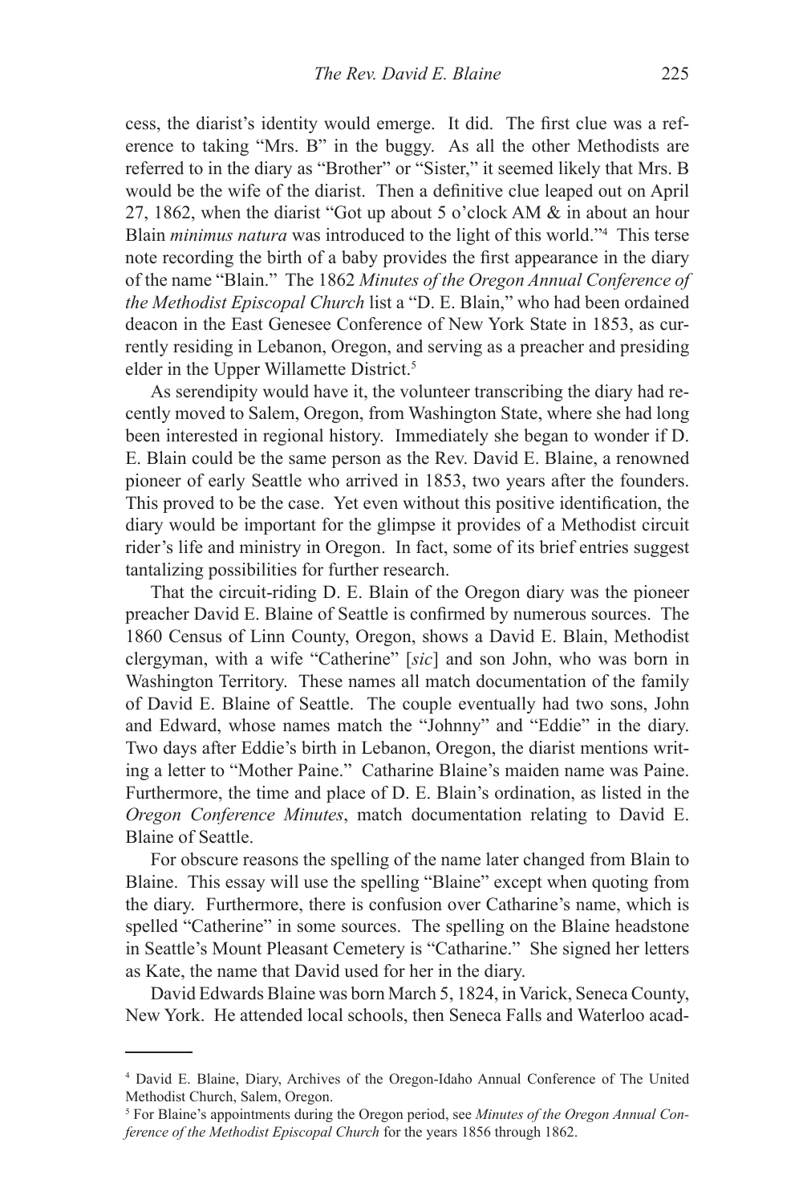cess, the diarist's identity would emerge. It did. The first clue was a reference to taking "Mrs. B" in the buggy. As all the other Methodists are referred to in the diary as "Brother" or "Sister," it seemed likely that Mrs. B would be the wife of the diarist. Then a definitive clue leaped out on April 27, 1862, when the diarist "Got up about 5 o'clock AM & in about an hour Blain *minimus natura* was introduced to the light of this world."[4] This terse note recording the birth of a baby provides the first appearance in the diary of the name "Blain." The 1862 *Minutes of the Oregon Annual Conference of the Methodist Episcopal Church* list a "D. E. Blain," who had been ordained deacon in the East Genesee Conference of New York State in 1853, as currently residing in Lebanon, Oregon, and serving as a preacher and presiding elder in the Upper Willamette District.[5]

As serendipity would have it, the volunteer transcribing the diary had recently moved to Salem, Oregon, from Washington State, where she had long been interested in regional history. Immediately she began to wonder if D. E. Blain could be the same person as the Rev. David E. Blaine, a renowned pioneer of early Seattle who arrived in 1853, two years after the founders. This proved to be the case. Yet even without this positive identification, the diary would be important for the glimpse it provides of a Methodist circuit rider's life and ministry in Oregon. In fact, some of its brief entries suggest tantalizing possibilities for further research.

That the circuit-riding D. E. Blain of the Oregon diary was the pioneer preacher David E. Blaine of Seattle is confirmed by numerous sources. The 1860 Census of Linn County, Oregon, shows a David E. Blain, Methodist clergyman, with a wife "Catherine" [*sic*] and son John, who was born in Washington Territory. These names all match documentation of the family of David E. Blaine of Seattle. The couple eventually had two sons, John and Edward, whose names match the "Johnny" and "Eddie" in the diary. Two days after Eddie's birth in Lebanon, Oregon, the diarist mentions writing a letter to "Mother Paine." Catharine Blaine's maiden name was Paine. Furthermore, the time and place of D. E. Blain's ordination, as listed in the *Oregon Conference Minutes*, match documentation relating to David E. Blaine of Seattle.

For obscure reasons the spelling of the name later changed from Blain to Blaine. This essay will use the spelling "Blaine" except when quoting from the diary. Furthermore, there is confusion over Catharine's name, which is spelled "Catherine" in some sources. The spelling on the Blaine headstone in Seattle's Mount Pleasant Cemetery is "Catharine." She signed her letters as Kate, the name that David used for her in the diary.

David Edwards Blaine was born March 5, 1824, in Varick, Seneca County, New York. He attended local schools, then Seneca Falls and Waterloo acad-

---

[4] David E. Blaine, Diary, Archives of the Oregon-Idaho Annual Conference of The United Methodist Church, Salem, Oregon.

[5] For Blaine's appointments during the Oregon period, see *Minutes of the Oregon Annual Conference of the Methodist Episcopal Church* for the years 1856 through 1862.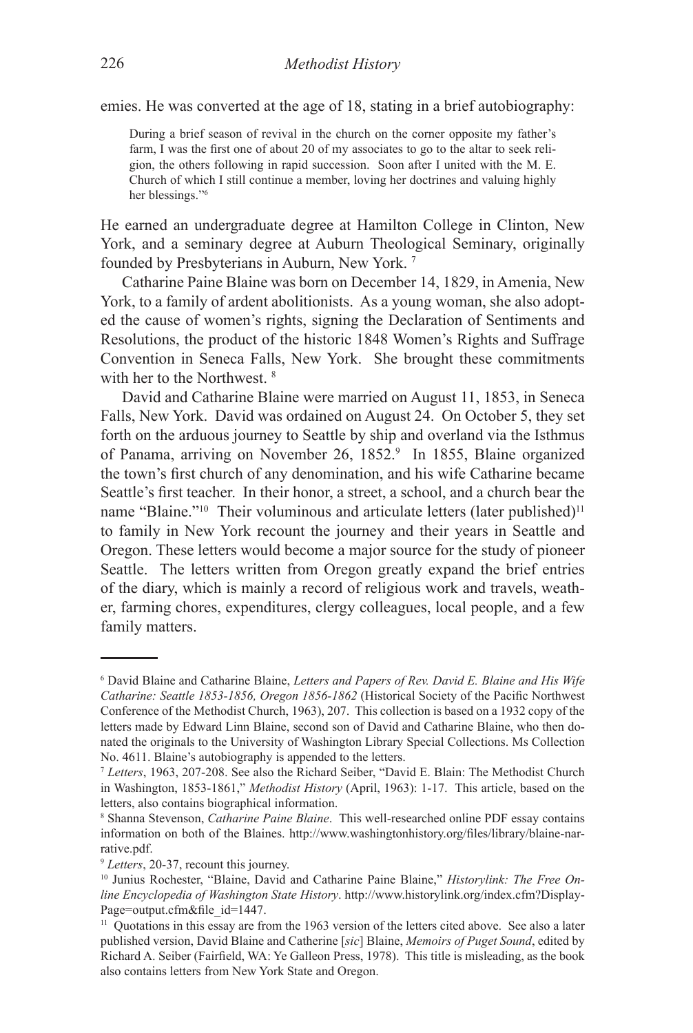emies. He was converted at the age of 18, stating in a brief autobiography:

> During a brief season of revival in the church on the corner opposite my father's farm, I was the first one of about 20 of my associates to go to the altar to seek religion, the others following in rapid succession. Soon after I united with the M. E. Church of which I still continue a member, loving her doctrines and valuing highly her blessings."[6]

He earned an undergraduate degree at Hamilton College in Clinton, New York, and a seminary degree at Auburn Theological Seminary, originally founded by Presbyterians in Auburn, New York. [7]

Catharine Paine Blaine was born on December 14, 1829, in Amenia, New York, to a family of ardent abolitionists. As a young woman, she also adopted the cause of women's rights, signing the Declaration of Sentiments and Resolutions, the product of the historic 1848 Women's Rights and Suffrage Convention in Seneca Falls, New York. She brought these commitments with her to the Northwest. [8]

David and Catharine Blaine were married on August 11, 1853, in Seneca Falls, New York. David was ordained on August 24. On October 5, they set forth on the arduous journey to Seattle by ship and overland via the Isthmus of Panama, arriving on November 26, 1852.[9] In 1855, Blaine organized the town's first church of any denomination, and his wife Catharine became Seattle's first teacher. In their honor, a street, a school, and a church bear the name "Blaine."[10] Their voluminous and articulate letters (later published)[11] to family in New York recount the journey and their years in Seattle and Oregon. These letters would become a major source for the study of pioneer Seattle. The letters written from Oregon greatly expand the brief entries of the diary, which is mainly a record of religious work and travels, weather, farming chores, expenditures, clergy colleagues, local people, and a few family matters.

---

[6] David Blaine and Catharine Blaine, *Letters and Papers of Rev. David E. Blaine and His Wife Catharine: Seattle 1853-1856, Oregon 1856-1862* (Historical Society of the Pacific Northwest Conference of the Methodist Church, 1963), 207. This collection is based on a 1932 copy of the letters made by Edward Linn Blaine, second son of David and Catharine Blaine, who then donated the originals to the University of Washington Library Special Collections. Ms Collection No. 4611. Blaine's autobiography is appended to the letters.

[7] *Letters*, 1963, 207-208. See also the Richard Seiber, "David E. Blain: The Methodist Church in Washington, 1853-1861," *Methodist History* (April, 1963): 1-17. This article, based on the letters, also contains biographical information.

[8] Shanna Stevenson, *Catharine Paine Blaine*. This well-researched online PDF essay contains information on both of the Blaines. http://www.washingtonhistory.org/files/library/blaine-narrative.pdf.

[9] *Letters*, 20-37, recount this journey.

[10] Junius Rochester, "Blaine, David and Catharine Paine Blaine," *Historylink: The Free Online Encyclopedia of Washington State History*. http://www.historylink.org/index.cfm?DisplayPage=output.cfm&file_id=1447.

[11] Quotations in this essay are from the 1963 version of the letters cited above. See also a later published version, David Blaine and Catherine [*sic*] Blaine, *Memoirs of Puget Sound*, edited by Richard A. Seiber (Fairfield, WA: Ye Galleon Press, 1978). This title is misleading, as the book also contains letters from New York State and Oregon.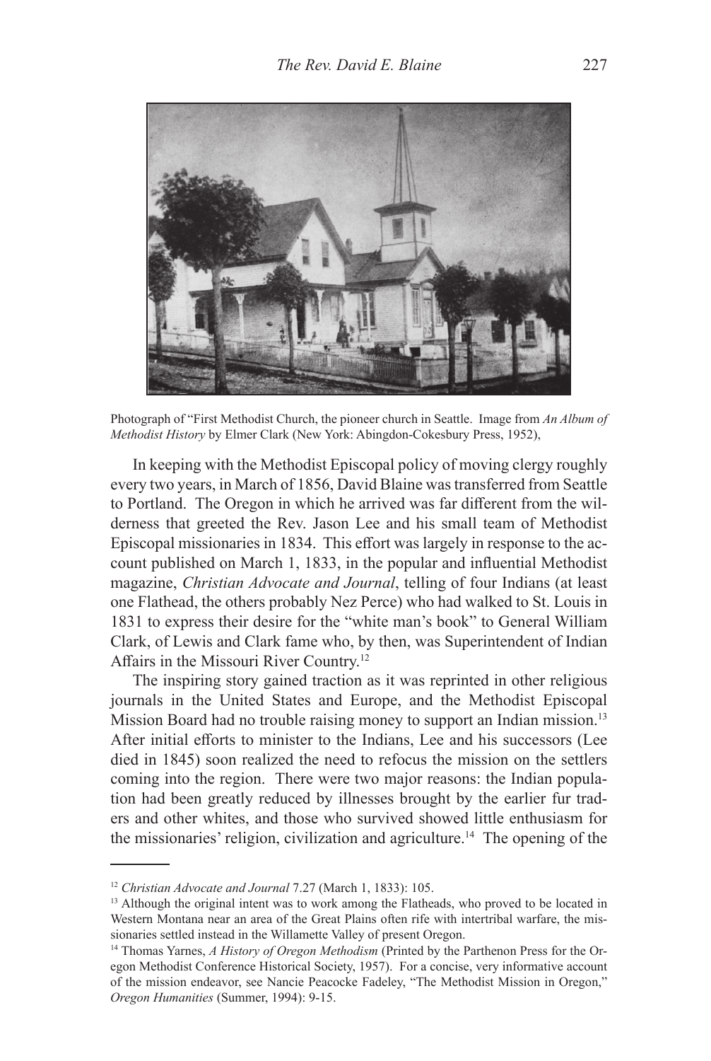Photograph of "First Methodist Church, the pioneer church in Seattle. Image from *An Album of Methodist History* by Elmer Clark (New York: Abingdon-Cokesbury Press, 1952),

In keeping with the Methodist Episcopal policy of moving clergy roughly every two years, in March of 1856, David Blaine was transferred from Seattle to Portland. The Oregon in which he arrived was far different from the wilderness that greeted the Rev. Jason Lee and his small team of Methodist Episcopal missionaries in 1834. This effort was largely in response to the account published on March 1, 1833, in the popular and influential Methodist magazine, *Christian Advocate and Journal*, telling of four Indians (at least one Flathead, the others probably Nez Perce) who had walked to St. Louis in 1831 to express their desire for the "white man's book" to General William Clark, of Lewis and Clark fame who, by then, was Superintendent of Indian Affairs in the Missouri River Country.[12]

The inspiring story gained traction as it was reprinted in other religious journals in the United States and Europe, and the Methodist Episcopal Mission Board had no trouble raising money to support an Indian mission.[13] After initial efforts to minister to the Indians, Lee and his successors (Lee died in 1845) soon realized the need to refocus the mission on the settlers coming into the region. There were two major reasons: the Indian population had been greatly reduced by illnesses brought by the earlier fur traders and other whites, and those who survived showed little enthusiasm for the missionaries' religion, civilization and agriculture.[14] The opening of the

---

[12] *Christian Advocate and Journal* 7.27 (March 1, 1833): 105.

[13] Although the original intent was to work among the Flatheads, who proved to be located in Western Montana near an area of the Great Plains often rife with intertribal warfare, the missionaries settled instead in the Willamette Valley of present Oregon.

[14] Thomas Yarnes, *A History of Oregon Methodism* (Printed by the Parthenon Press for the Oregon Methodist Conference Historical Society, 1957). For a concise, very informative account of the mission endeavor, see Nancie Peacocke Fadeley, "The Methodist Mission in Oregon," *Oregon Humanities* (Summer, 1994): 9-15.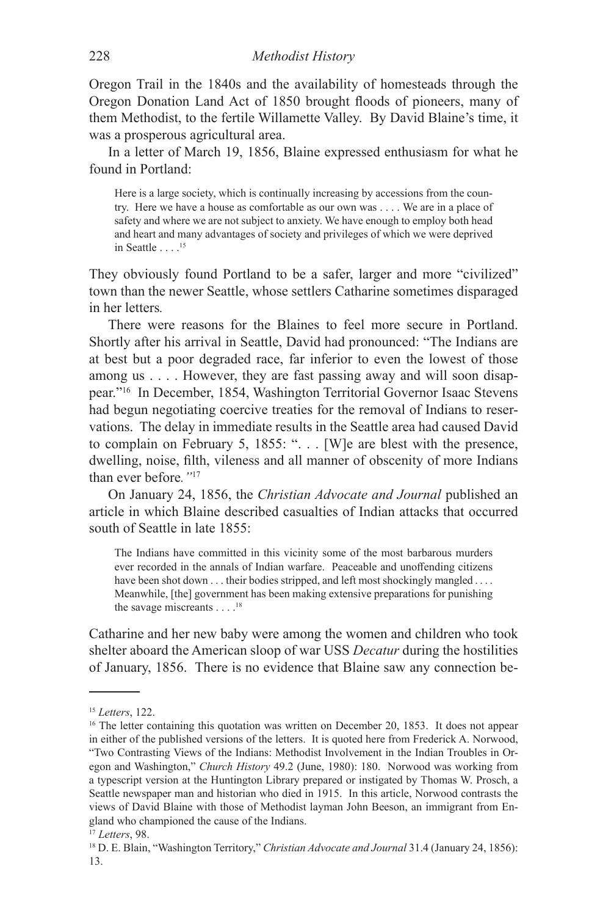Oregon Trail in the 1840s and the availability of homesteads through the Oregon Donation Land Act of 1850 brought floods of pioneers, many of them Methodist, to the fertile Willamette Valley. By David Blaine's time, it was a prosperous agricultural area.

In a letter of March 19, 1856, Blaine expressed enthusiasm for what he found in Portland:

> Here is a large society, which is continually increasing by accessions from the country. Here we have a house as comfortable as our own was . . . . We are in a place of safety and where we are not subject to anxiety. We have enough to employ both head and heart and many advantages of society and privileges of which we were deprived in Seattle . . . .[15]

They obviously found Portland to be a safer, larger and more "civilized" town than the newer Seattle, whose settlers Catharine sometimes disparaged in her letters*.*

There were reasons for the Blaines to feel more secure in Portland. Shortly after his arrival in Seattle, David had pronounced: "The Indians are at best but a poor degraded race, far inferior to even the lowest of those among us . . . . However, they are fast passing away and will soon disappear."[16] In December, 1854, Washington Territorial Governor Isaac Stevens had begun negotiating coercive treaties for the removal of Indians to reservations. The delay in immediate results in the Seattle area had caused David to complain on February 5, 1855: ". . . [W]e are blest with the presence, dwelling, noise, filth, vileness and all manner of obscenity of more Indians than ever before*.*"[17]

On January 24, 1856, the *Christian Advocate and Journal* published an article in which Blaine described casualties of Indian attacks that occurred south of Seattle in late 1855:

> The Indians have committed in this vicinity some of the most barbarous murders ever recorded in the annals of Indian warfare. Peaceable and unoffending citizens have been shot down . . . their bodies stripped, and left most shockingly mangled . . . . Meanwhile, [the] government has been making extensive preparations for punishing the savage miscreants . . . .[18]

Catharine and her new baby were among the women and children who took shelter aboard the American sloop of war USS *Decatur* during the hostilities of January, 1856. There is no evidence that Blaine saw any connection be-

---

[15] *Letters*, 122.

[16] The letter containing this quotation was written on December 20, 1853. It does not appear in either of the published versions of the letters. It is quoted here from Frederick A. Norwood, "Two Contrasting Views of the Indians: Methodist Involvement in the Indian Troubles in Oregon and Washington," *Church History* 49.2 (June, 1980): 180. Norwood was working from a typescript version at the Huntington Library prepared or instigated by Thomas W. Prosch, a Seattle newspaper man and historian who died in 1915. In this article, Norwood contrasts the views of David Blaine with those of Methodist layman John Beeson, an immigrant from England who championed the cause of the Indians.

[17] *Letters*, 98.

[18] D. E. Blain, "Washington Territory," *Christian Advocate and Journal* 31.4 (January 24, 1856): 13.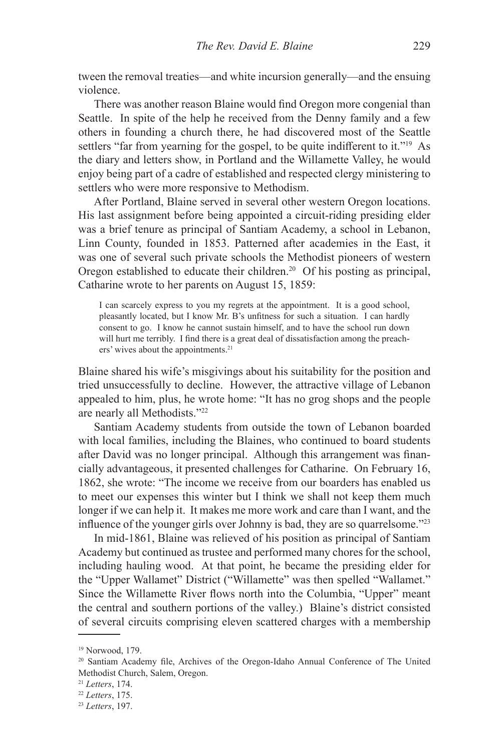tween the removal treaties—and white incursion generally—and the ensuing violence.

There was another reason Blaine would find Oregon more congenial than Seattle. In spite of the help he received from the Denny family and a few others in founding a church there, he had discovered most of the Seattle settlers "far from yearning for the gospel, to be quite indifferent to it."[19] As the diary and letters show, in Portland and the Willamette Valley, he would enjoy being part of a cadre of established and respected clergy ministering to settlers who were more responsive to Methodism.

After Portland, Blaine served in several other western Oregon locations. His last assignment before being appointed a circuit-riding presiding elder was a brief tenure as principal of Santiam Academy, a school in Lebanon, Linn County, founded in 1853. Patterned after academies in the East, it was one of several such private schools the Methodist pioneers of western Oregon established to educate their children.[20] Of his posting as principal, Catharine wrote to her parents on August 15, 1859:

> I can scarcely express to you my regrets at the appointment. It is a good school, pleasantly located, but I know Mr. B's unfitness for such a situation. I can hardly consent to go. I know he cannot sustain himself, and to have the school run down will hurt me terribly. I find there is a great deal of dissatisfaction among the preachers' wives about the appointments.[21]

Blaine shared his wife's misgivings about his suitability for the position and tried unsuccessfully to decline. However, the attractive village of Lebanon appealed to him, plus, he wrote home: "It has no grog shops and the people are nearly all Methodists."[22]

Santiam Academy students from outside the town of Lebanon boarded with local families, including the Blaines, who continued to board students after David was no longer principal. Although this arrangement was financially advantageous, it presented challenges for Catharine. On February 16, 1862, she wrote: "The income we receive from our boarders has enabled us to meet our expenses this winter but I think we shall not keep them much longer if we can help it. It makes me more work and care than I want, and the influence of the younger girls over Johnny is bad, they are so quarrelsome."[23]

In mid-1861, Blaine was relieved of his position as principal of Santiam Academy but continued as trustee and performed many chores for the school, including hauling wood. At that point, he became the presiding elder for the "Upper Wallamet" District ("Willamette" was then spelled "Wallamet." Since the Willamette River flows north into the Columbia, "Upper" meant the central and southern portions of the valley.) Blaine's district consisted of several circuits comprising eleven scattered charges with a membership

---

[19] Norwood, 179.

[20] Santiam Academy file, Archives of the Oregon-Idaho Annual Conference of The United Methodist Church, Salem, Oregon.

[21] *Letters*, 174.

[22] *Letters*, 175.

[23] *Letters*, 197.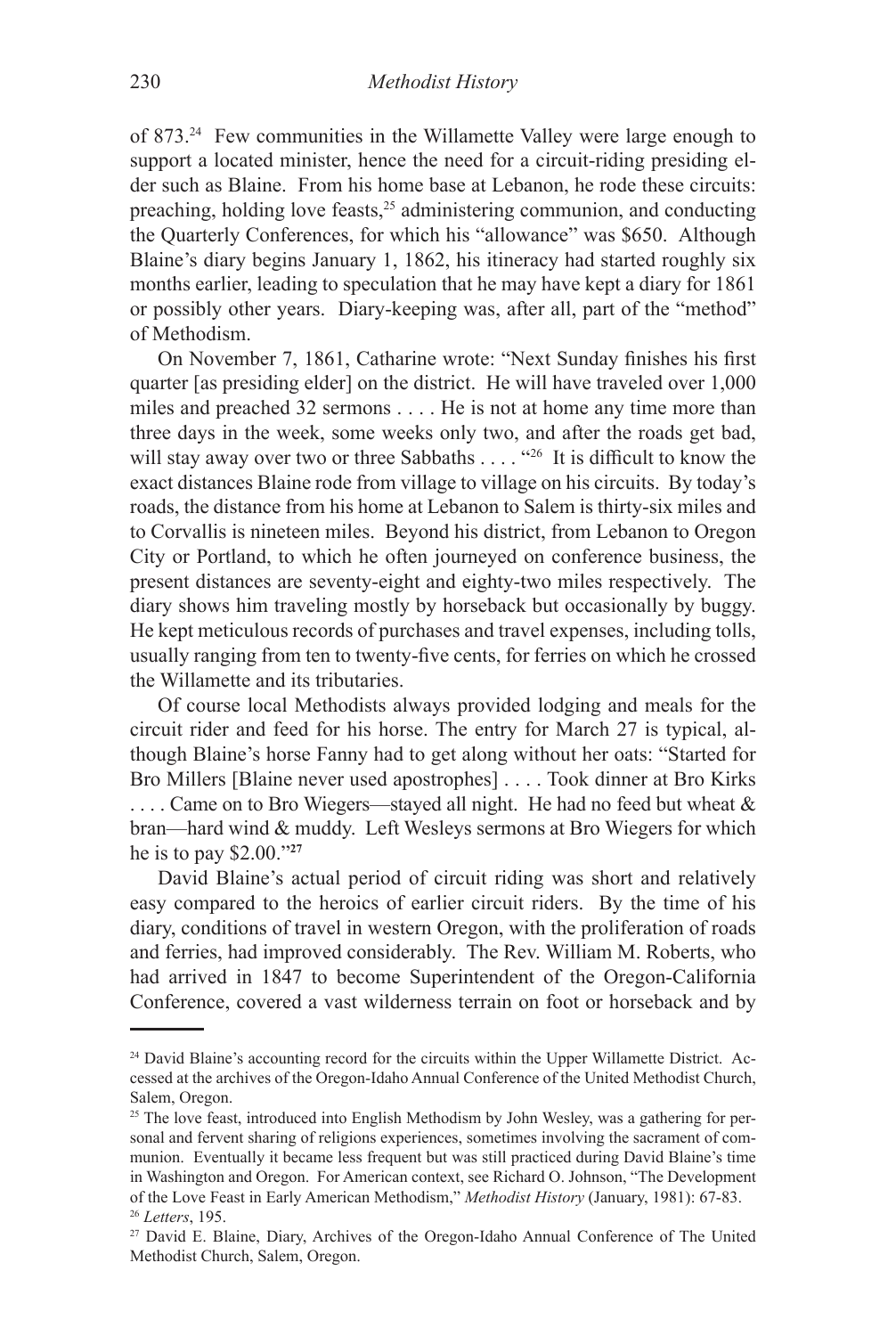of 873.[24] Few communities in the Willamette Valley were large enough to support a located minister, hence the need for a circuit-riding presiding elder such as Blaine. From his home base at Lebanon, he rode these circuits: preaching, holding love feasts,[25] administering communion, and conducting the Quarterly Conferences, for which his "allowance" was $650. Although Blaine's diary begins January 1, 1862, his itineracy had started roughly six months earlier, leading to speculation that he may have kept a diary for 1861 or possibly other years. Diary-keeping was, after all, part of the "method" of Methodism.

On November 7, 1861, Catharine wrote: "Next Sunday finishes his first quarter [as presiding elder] on the district. He will have traveled over 1,000 miles and preached 32 sermons . . . . He is not at home any time more than three days in the week, some weeks only two, and after the roads get bad, will stay away over two or three Sabbaths . . . . "[26] It is difficult to know the exact distances Blaine rode from village to village on his circuits. By today's roads, the distance from his home at Lebanon to Salem is thirty-six miles and to Corvallis is nineteen miles. Beyond his district, from Lebanon to Oregon City or Portland, to which he often journeyed on conference business, the present distances are seventy-eight and eighty-two miles respectively. The diary shows him traveling mostly by horseback but occasionally by buggy. He kept meticulous records of purchases and travel expenses, including tolls, usually ranging from ten to twenty-five cents, for ferries on which he crossed the Willamette and its tributaries.

Of course local Methodists always provided lodging and meals for the circuit rider and feed for his horse. The entry for March 27 is typical, although Blaine's horse Fanny had to get along without her oats: "Started for Bro Millers [Blaine never used apostrophes] . . . . Took dinner at Bro Kirks . . . . Came on to Bro Wiegers—stayed all night. He had no feed but wheat & bran—hard wind & muddy. Left Wesleys sermons at Bro Wiegers for which he is to pay $2.00."[27]

David Blaine's actual period of circuit riding was short and relatively easy compared to the heroics of earlier circuit riders. By the time of his diary, conditions of travel in western Oregon, with the proliferation of roads and ferries, had improved considerably. The Rev. William M. Roberts, who had arrived in 1847 to become Superintendent of the Oregon-California Conference, covered a vast wilderness terrain on foot or horseback and by

---

[24] David Blaine's accounting record for the circuits within the Upper Willamette District. Accessed at the archives of the Oregon-Idaho Annual Conference of the United Methodist Church, Salem, Oregon.

[25] The love feast, introduced into English Methodism by John Wesley, was a gathering for personal and fervent sharing of religions experiences, sometimes involving the sacrament of communion. Eventually it became less frequent but was still practiced during David Blaine's time in Washington and Oregon. For American context, see Richard O. Johnson, "The Development of the Love Feast in Early American Methodism," *Methodist History* (January, 1981): 67-83.

[26] *Letters*, 195.

[27] David E. Blaine, Diary, Archives of the Oregon-Idaho Annual Conference of The United Methodist Church, Salem, Oregon.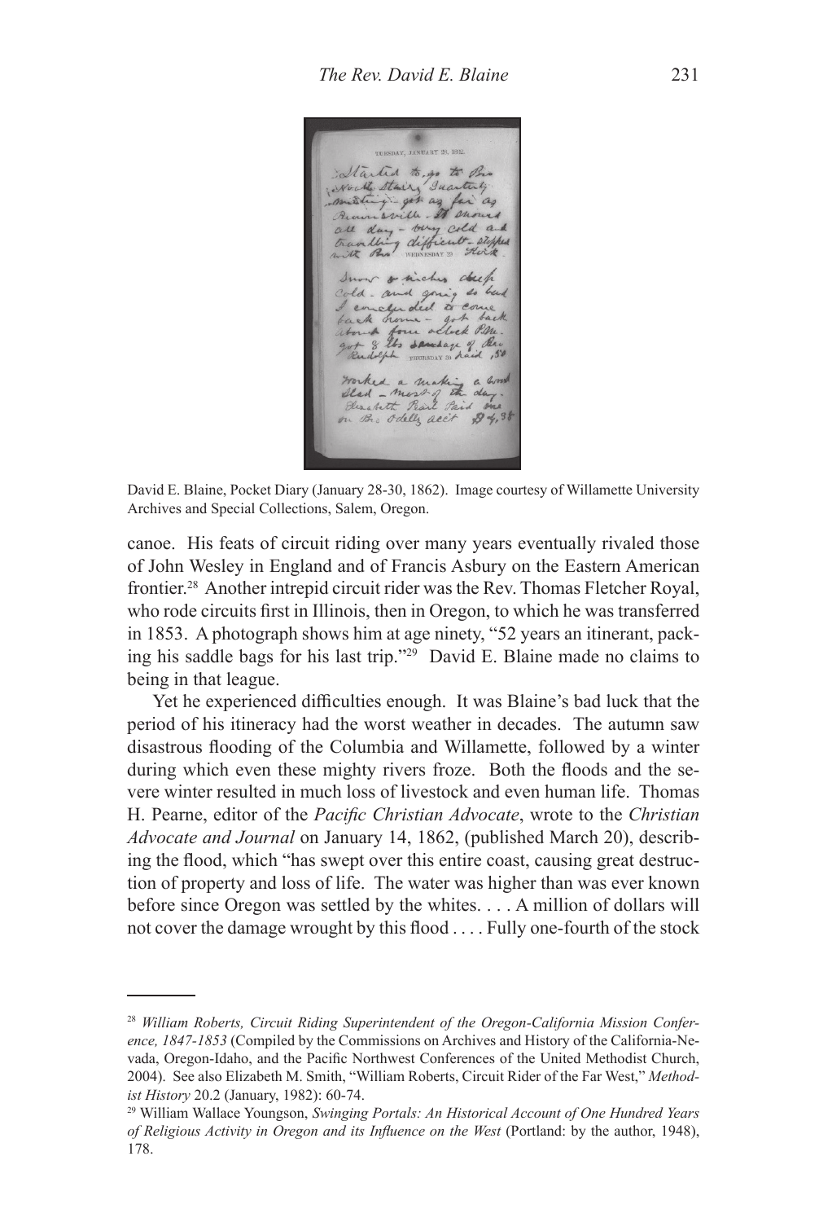David E. Blaine, Pocket Diary (January 28-30, 1862). Image courtesy of Willamette University Archives and Special Collections, Salem, Oregon.

canoe. His feats of circuit riding over many years eventually rivaled those of John Wesley in England and of Francis Asbury on the Eastern American frontier.[28] Another intrepid circuit rider was the Rev. Thomas Fletcher Royal, who rode circuits first in Illinois, then in Oregon, to which he was transferred in 1853. A photograph shows him at age ninety, "52 years an itinerant, packing his saddle bags for his last trip."[29] David E. Blaine made no claims to being in that league.

Yet he experienced difficulties enough. It was Blaine's bad luck that the period of his itineracy had the worst weather in decades. The autumn saw disastrous flooding of the Columbia and Willamette, followed by a winter during which even these mighty rivers froze. Both the floods and the severe winter resulted in much loss of livestock and even human life. Thomas H. Pearne, editor of the *Pacific Christian Advocate*, wrote to the *Christian Advocate and Journal* on January 14, 1862, (published March 20), describing the flood, which "has swept over this entire coast, causing great destruction of property and loss of life. The water was higher than was ever known before since Oregon was settled by the whites. . . . A million of dollars will not cover the damage wrought by this flood . . . . Fully one-fourth of the stock

---

[28] *William Roberts, Circuit Riding Superintendent of the Oregon-California Mission Conference, 1847-1853* (Compiled by the Commissions on Archives and History of the California-Nevada, Oregon-Idaho, and the Pacific Northwest Conferences of the United Methodist Church, 2004). See also Elizabeth M. Smith, "William Roberts, Circuit Rider of the Far West," *Methodist History* 20.2 (January, 1982): 60-74.

[29] William Wallace Youngson, *Swinging Portals: An Historical Account of One Hundred Years of Religious Activity in Oregon and its Influence on the West* (Portland: by the author, 1948), 178.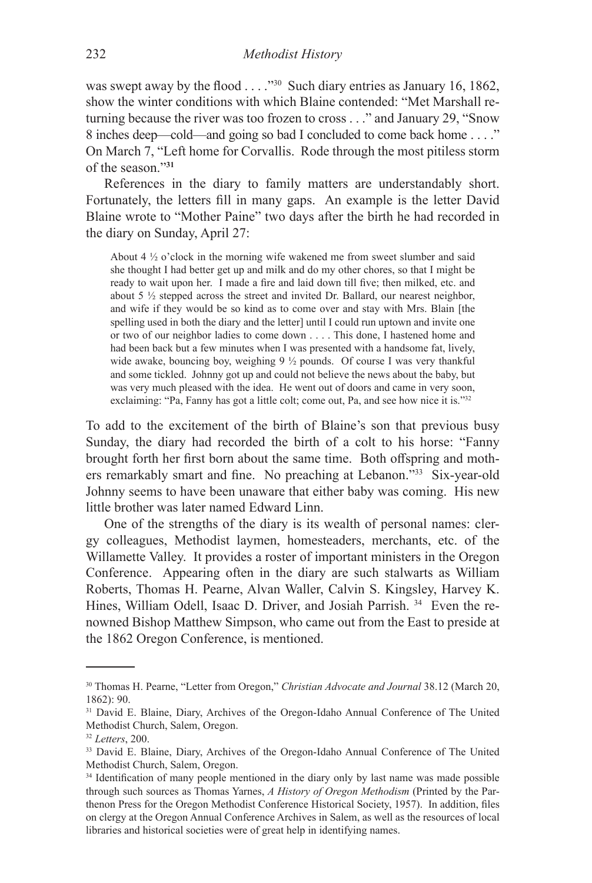was swept away by the flood . . . ."[30] Such diary entries as January 16, 1862, show the winter conditions with which Blaine contended: "Met Marshall returning because the river was too frozen to cross . . ." and January 29, "Snow 8 inches deep—cold—and going so bad I concluded to come back home . . . ." On March 7, "Left home for Corvallis. Rode through the most pitiless storm of the season."[31]

References in the diary to family matters are understandably short. Fortunately, the letters fill in many gaps. An example is the letter David Blaine wrote to "Mother Paine" two days after the birth he had recorded in the diary on Sunday, April 27:

> About 4 ½ o'clock in the morning wife wakened me from sweet slumber and said she thought I had better get up and milk and do my other chores, so that I might be ready to wait upon her. I made a fire and laid down till five; then milked, etc. and about 5 ½ stepped across the street and invited Dr. Ballard, our nearest neighbor, and wife if they would be so kind as to come over and stay with Mrs. Blain [the spelling used in both the diary and the letter] until I could run uptown and invite one or two of our neighbor ladies to come down . . . . This done, I hastened home and had been back but a few minutes when I was presented with a handsome fat, lively, wide awake, bouncing boy, weighing 9 ½ pounds. Of course I was very thankful and some tickled. Johnny got up and could not believe the news about the baby, but was very much pleased with the idea. He went out of doors and came in very soon, exclaiming: "Pa, Fanny has got a little colt; come out, Pa, and see how nice it is."[32]

To add to the excitement of the birth of Blaine's son that previous busy Sunday, the diary had recorded the birth of a colt to his horse: "Fanny brought forth her first born about the same time. Both offspring and mothers remarkably smart and fine. No preaching at Lebanon."[33] Six-year-old Johnny seems to have been unaware that either baby was coming. His new little brother was later named Edward Linn.

One of the strengths of the diary is its wealth of personal names: clergy colleagues, Methodist laymen, homesteaders, merchants, etc. of the Willamette Valley. It provides a roster of important ministers in the Oregon Conference. Appearing often in the diary are such stalwarts as William Roberts, Thomas H. Pearne, Alvan Waller, Calvin S. Kingsley, Harvey K. Hines, William Odell, Isaac D. Driver, and Josiah Parrish.[34] Even the renowned Bishop Matthew Simpson, who came out from the East to preside at the 1862 Oregon Conference, is mentioned.

---

[30] Thomas H. Pearne, "Letter from Oregon," *Christian Advocate and Journal* 38.12 (March 20, 1862): 90.

[31] David E. Blaine, Diary, Archives of the Oregon-Idaho Annual Conference of The United Methodist Church, Salem, Oregon.

[32] *Letters*, 200.

[33] David E. Blaine, Diary, Archives of the Oregon-Idaho Annual Conference of The United Methodist Church, Salem, Oregon.

[34] Identification of many people mentioned in the diary only by last name was made possible through such sources as Thomas Yarnes, *A History of Oregon Methodism* (Printed by the Parthenon Press for the Oregon Methodist Conference Historical Society, 1957). In addition, files on clergy at the Oregon Annual Conference Archives in Salem, as well as the resources of local libraries and historical societies were of great help in identifying names.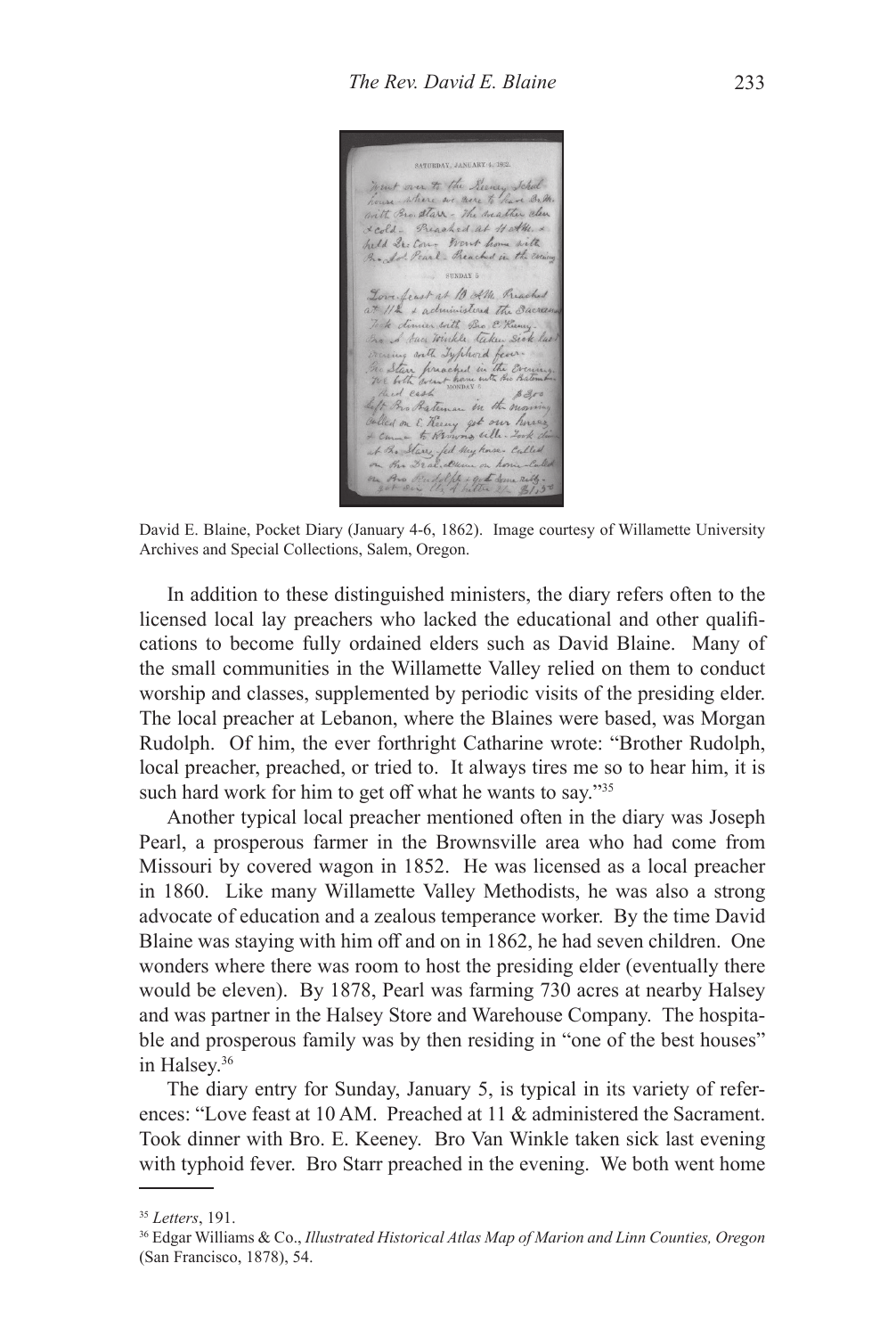David E. Blaine, Pocket Diary (January 4-6, 1862). Image courtesy of Willamette University Archives and Special Collections, Salem, Oregon.

In addition to these distinguished ministers, the diary refers often to the licensed local lay preachers who lacked the educational and other qualifications to become fully ordained elders such as David Blaine. Many of the small communities in the Willamette Valley relied on them to conduct worship and classes, supplemented by periodic visits of the presiding elder. The local preacher at Lebanon, where the Blaines were based, was Morgan Rudolph. Of him, the ever forthright Catharine wrote: "Brother Rudolph, local preacher, preached, or tried to. It always tires me so to hear him, it is such hard work for him to get off what he wants to say."[35]

Another typical local preacher mentioned often in the diary was Joseph Pearl, a prosperous farmer in the Brownsville area who had come from Missouri by covered wagon in 1852. He was licensed as a local preacher in 1860. Like many Willamette Valley Methodists, he was also a strong advocate of education and a zealous temperance worker. By the time David Blaine was staying with him off and on in 1862, he had seven children. One wonders where there was room to host the presiding elder (eventually there would be eleven). By 1878, Pearl was farming 730 acres at nearby Halsey and was partner in the Halsey Store and Warehouse Company. The hospitable and prosperous family was by then residing in "one of the best houses" in Halsey.[36]

The diary entry for Sunday, January 5, is typical in its variety of references: "Love feast at 10 AM. Preached at 11 & administered the Sacrament. Took dinner with Bro. E. Keeney. Bro Van Winkle taken sick last evening with typhoid fever. Bro Starr preached in the evening. We both went home

---

[35] *Letters*, 191.

[36] Edgar Williams & Co., *Illustrated Historical Atlas Map of Marion and Linn Counties, Oregon* (San Francisco, 1878), 54.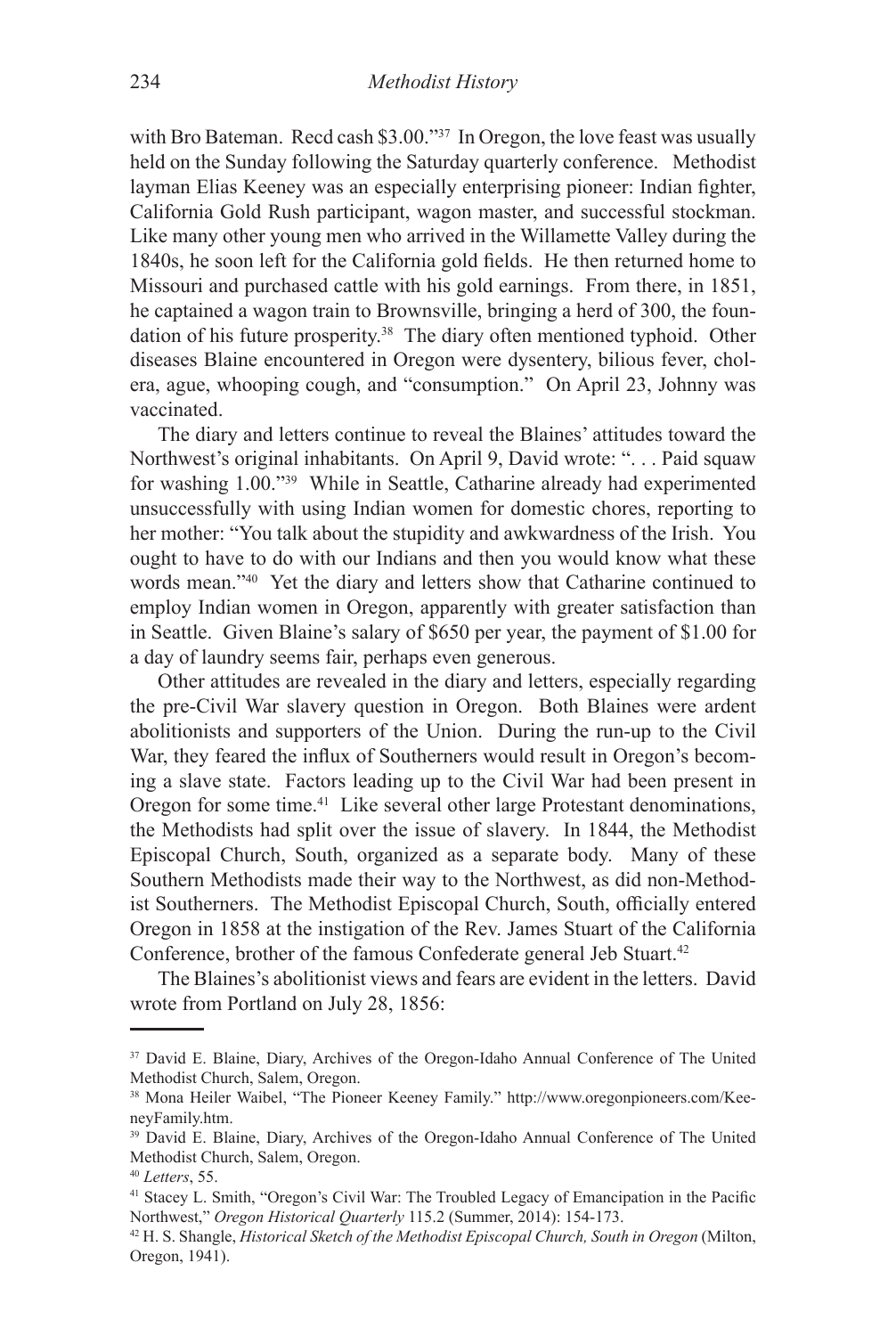with Bro Bateman. Recd cash $3.00."[37] In Oregon, the love feast was usually held on the Sunday following the Saturday quarterly conference. Methodist layman Elias Keeney was an especially enterprising pioneer: Indian fighter, California Gold Rush participant, wagon master, and successful stockman. Like many other young men who arrived in the Willamette Valley during the 1840s, he soon left for the California gold fields. He then returned home to Missouri and purchased cattle with his gold earnings. From there, in 1851, he captained a wagon train to Brownsville, bringing a herd of 300, the foundation of his future prosperity.[38] The diary often mentioned typhoid. Other diseases Blaine encountered in Oregon were dysentery, bilious fever, cholera, ague, whooping cough, and "consumption." On April 23, Johnny was vaccinated.

The diary and letters continue to reveal the Blaines' attitudes toward the Northwest's original inhabitants. On April 9, David wrote: ". . . Paid squaw for washing 1.00."[39] While in Seattle, Catharine already had experimented unsuccessfully with using Indian women for domestic chores, reporting to her mother: "You talk about the stupidity and awkwardness of the Irish. You ought to have to do with our Indians and then you would know what these words mean."[40] Yet the diary and letters show that Catharine continued to employ Indian women in Oregon, apparently with greater satisfaction than in Seattle. Given Blaine's salary of $650 per year, the payment of $1.00 for a day of laundry seems fair, perhaps even generous.

Other attitudes are revealed in the diary and letters, especially regarding the pre-Civil War slavery question in Oregon. Both Blaines were ardent abolitionists and supporters of the Union. During the run-up to the Civil War, they feared the influx of Southerners would result in Oregon's becoming a slave state. Factors leading up to the Civil War had been present in Oregon for some time.[41] Like several other large Protestant denominations, the Methodists had split over the issue of slavery. In 1844, the Methodist Episcopal Church, South, organized as a separate body. Many of these Southern Methodists made their way to the Northwest, as did non-Methodist Southerners. The Methodist Episcopal Church, South, officially entered Oregon in 1858 at the instigation of the Rev. James Stuart of the California Conference, brother of the famous Confederate general Jeb Stuart.[42]

The Blaines's abolitionist views and fears are evident in the letters. David wrote from Portland on July 28, 1856:

---

[37] David E. Blaine, Diary, Archives of the Oregon-Idaho Annual Conference of The United Methodist Church, Salem, Oregon.

[38] Mona Heiler Waibel, "The Pioneer Keeney Family." http://www.oregonpioneers.com/KeeneyFamily.htm.

[39] David E. Blaine, Diary, Archives of the Oregon-Idaho Annual Conference of The United Methodist Church, Salem, Oregon.

[40] *Letters*, 55.

[41] Stacey L. Smith, "Oregon's Civil War: The Troubled Legacy of Emancipation in the Pacific Northwest," *Oregon Historical Quarterly* 115.2 (Summer, 2014): 154-173.

[42] H. S. Shangle, *Historical Sketch of the Methodist Episcopal Church, South in Oregon* (Milton, Oregon, 1941).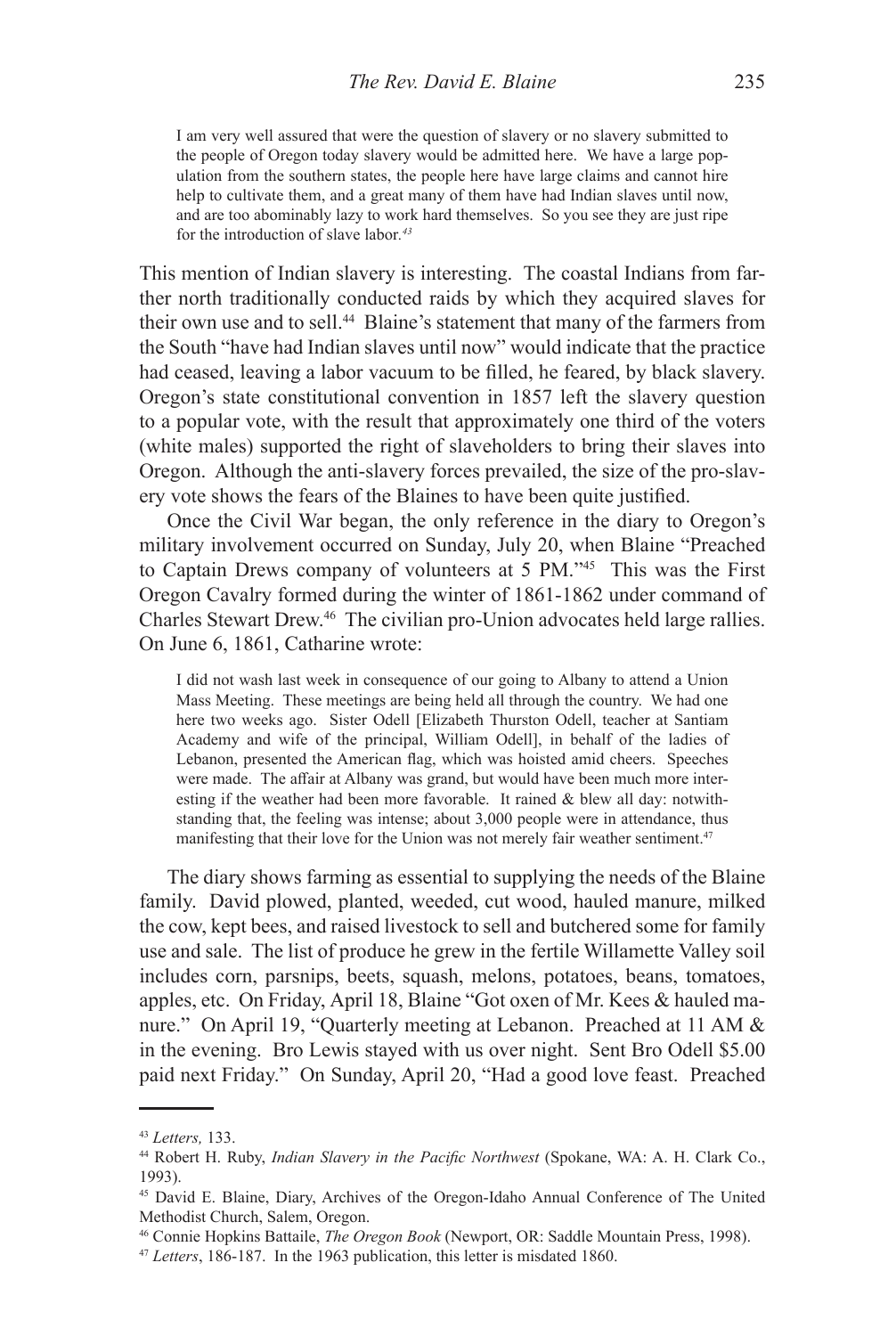> I am very well assured that were the question of slavery or no slavery submitted to the people of Oregon today slavery would be admitted here. We have a large population from the southern states, the people here have large claims and cannot hire help to cultivate them, and a great many of them have had Indian slaves until now, and are too abominably lazy to work hard themselves. So you see they are just ripe for the introduction of slave labor.[43]

This mention of Indian slavery is interesting. The coastal Indians from farther north traditionally conducted raids by which they acquired slaves for their own use and to sell.[44] Blaine's statement that many of the farmers from the South "have had Indian slaves until now" would indicate that the practice had ceased, leaving a labor vacuum to be filled, he feared, by black slavery. Oregon's state constitutional convention in 1857 left the slavery question to a popular vote, with the result that approximately one third of the voters (white males) supported the right of slaveholders to bring their slaves into Oregon. Although the anti-slavery forces prevailed, the size of the pro-slavery vote shows the fears of the Blaines to have been quite justified.

Once the Civil War began, the only reference in the diary to Oregon's military involvement occurred on Sunday, July 20, when Blaine "Preached to Captain Drews company of volunteers at 5 PM."[45] This was the First Oregon Cavalry formed during the winter of 1861-1862 under command of Charles Stewart Drew.[46] The civilian pro-Union advocates held large rallies. On June 6, 1861, Catharine wrote:

> I did not wash last week in consequence of our going to Albany to attend a Union Mass Meeting. These meetings are being held all through the country. We had one here two weeks ago. Sister Odell [Elizabeth Thurston Odell, teacher at Santiam Academy and wife of the principal, William Odell], in behalf of the ladies of Lebanon, presented the American flag, which was hoisted amid cheers. Speeches were made. The affair at Albany was grand, but would have been much more interesting if the weather had been more favorable. It rained & blew all day: notwithstanding that, the feeling was intense; about 3,000 people were in attendance, thus manifesting that their love for the Union was not merely fair weather sentiment.[47]

The diary shows farming as essential to supplying the needs of the Blaine family. David plowed, planted, weeded, cut wood, hauled manure, milked the cow, kept bees, and raised livestock to sell and butchered some for family use and sale. The list of produce he grew in the fertile Willamette Valley soil includes corn, parsnips, beets, squash, melons, potatoes, beans, tomatoes, apples, etc. On Friday, April 18, Blaine "Got oxen of Mr. Kees & hauled manure." On April 19, "Quarterly meeting at Lebanon. Preached at 11 AM & in the evening. Bro Lewis stayed with us over night. Sent Bro Odell $5.00 paid next Friday." On Sunday, April 20, "Had a good love feast. Preached

---

[43] *Letters,* 133.

[44] Robert H. Ruby, *Indian Slavery in the Pacific Northwest* (Spokane, WA: A. H. Clark Co., 1993).

[45] David E. Blaine, Diary, Archives of the Oregon-Idaho Annual Conference of The United Methodist Church, Salem, Oregon.

[46] Connie Hopkins Battaile, *The Oregon Book* (Newport, OR: Saddle Mountain Press, 1998).

[47] *Letters*, 186-187. In the 1963 publication, this letter is misdated 1860.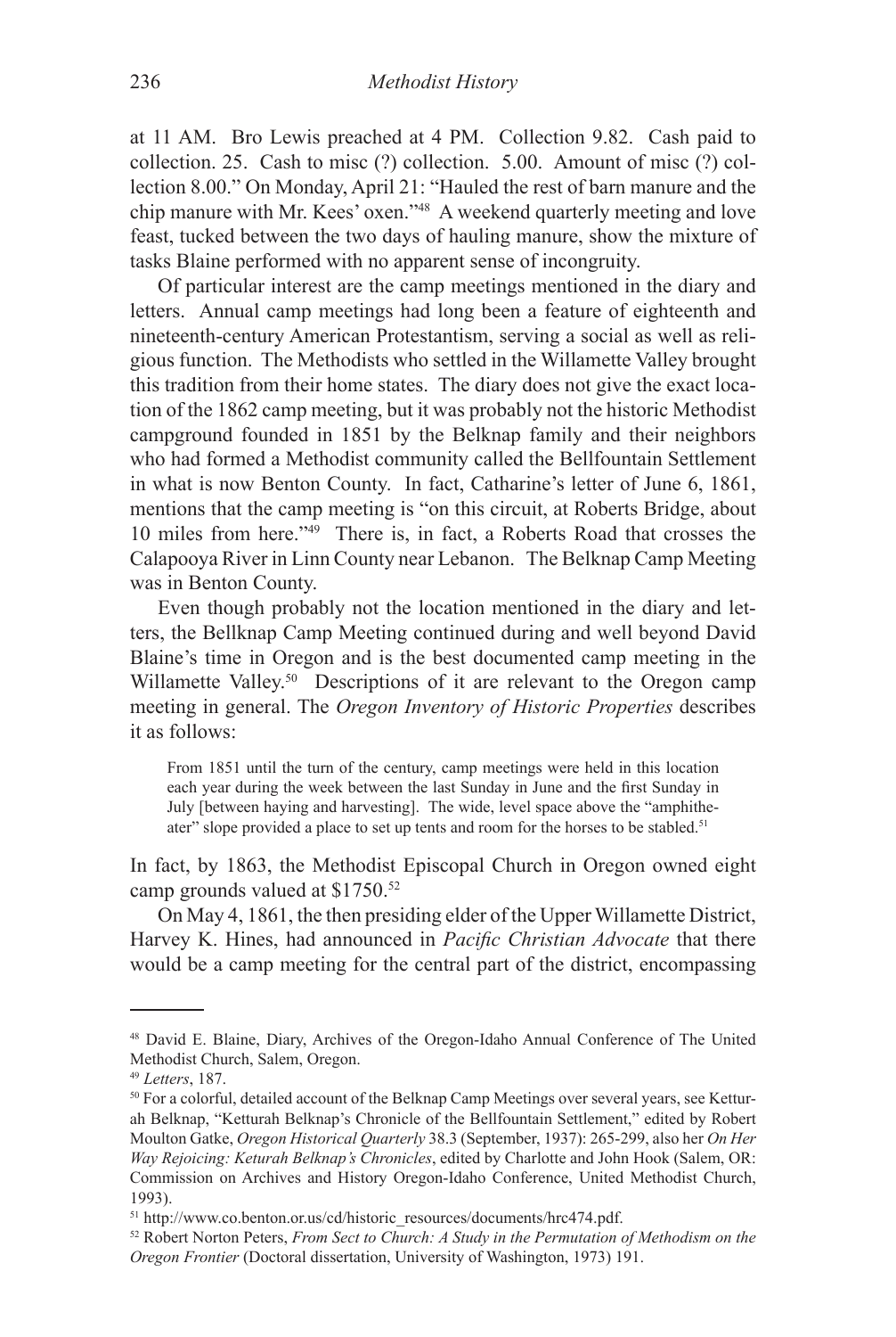at 11 AM. Bro Lewis preached at 4 PM. Collection 9.82. Cash paid to collection. 25. Cash to misc (?) collection. 5.00. Amount of misc (?) collection 8.00." On Monday, April 21: "Hauled the rest of barn manure and the chip manure with Mr. Kees' oxen."[48] A weekend quarterly meeting and love feast, tucked between the two days of hauling manure, show the mixture of tasks Blaine performed with no apparent sense of incongruity.

Of particular interest are the camp meetings mentioned in the diary and letters. Annual camp meetings had long been a feature of eighteenth and nineteenth-century American Protestantism, serving a social as well as religious function. The Methodists who settled in the Willamette Valley brought this tradition from their home states. The diary does not give the exact location of the 1862 camp meeting, but it was probably not the historic Methodist campground founded in 1851 by the Belknap family and their neighbors who had formed a Methodist community called the Bellfountain Settlement in what is now Benton County. In fact, Catharine's letter of June 6, 1861, mentions that the camp meeting is "on this circuit, at Roberts Bridge, about 10 miles from here."[49] There is, in fact, a Roberts Road that crosses the Calapooya River in Linn County near Lebanon. The Belknap Camp Meeting was in Benton County.

Even though probably not the location mentioned in the diary and letters, the Bellknap Camp Meeting continued during and well beyond David Blaine's time in Oregon and is the best documented camp meeting in the Willamette Valley.[50] Descriptions of it are relevant to the Oregon camp meeting in general. The *Oregon Inventory of Historic Properties* describes it as follows:

> From 1851 until the turn of the century, camp meetings were held in this location each year during the week between the last Sunday in June and the first Sunday in July [between haying and harvesting]. The wide, level space above the "amphitheater" slope provided a place to set up tents and room for the horses to be stabled.[51]

In fact, by 1863, the Methodist Episcopal Church in Oregon owned eight camp grounds valued at $1750.[52]

On May 4, 1861, the then presiding elder of the Upper Willamette District, Harvey K. Hines, had announced in *Pacific Christian Advocate* that there would be a camp meeting for the central part of the district, encompassing

---

[48] David E. Blaine, Diary, Archives of the Oregon-Idaho Annual Conference of The United Methodist Church, Salem, Oregon.

[49] *Letters*, 187.

[50] For a colorful, detailed account of the Belknap Camp Meetings over several years, see Ketturah Belknap, "Ketturah Belknap's Chronicle of the Bellfountain Settlement," edited by Robert Moulton Gatke, *Oregon Historical Quarterly* 38.3 (September, 1937): 265-299, also her *On Her Way Rejoicing: Keturah Belknap's Chronicles*, edited by Charlotte and John Hook (Salem, OR: Commission on Archives and History Oregon-Idaho Conference, United Methodist Church, 1993).

[51] http://www.co.benton.or.us/cd/historic_resources/documents/hrc474.pdf.

[52] Robert Norton Peters, *From Sect to Church: A Study in the Permutation of Methodism on the Oregon Frontier* (Doctoral dissertation, University of Washington, 1973) 191.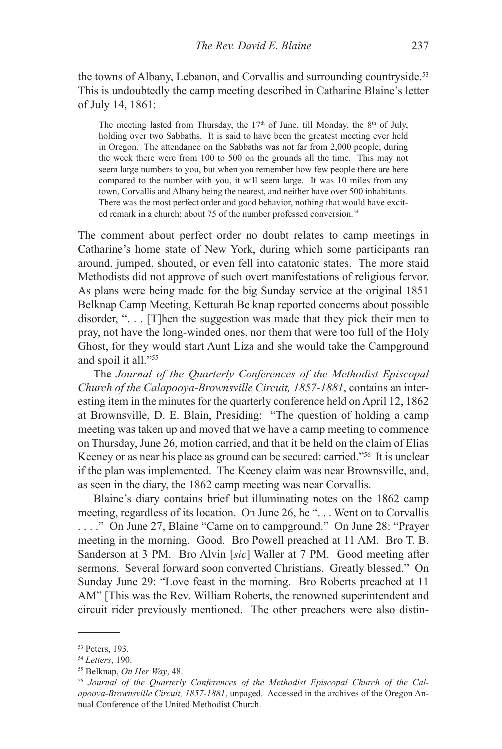the towns of Albany, Lebanon, and Corvallis and surrounding countryside.[53] This is undoubtedly the camp meeting described in Catharine Blaine's letter of July 14, 1861:

> The meeting lasted from Thursday, the 17th of June, till Monday, the 8th of July, holding over two Sabbaths. It is said to have been the greatest meeting ever held in Oregon. The attendance on the Sabbaths was not far from 2,000 people; during the week there were from 100 to 500 on the grounds all the time. This may not seem large numbers to you, but when you remember how few people there are here compared to the number with you, it will seem large. It was 10 miles from any town, Corvallis and Albany being the nearest, and neither have over 500 inhabitants. There was the most perfect order and good behavior, nothing that would have excited remark in a church; about 75 of the number professed conversion.[54]

The comment about perfect order no doubt relates to camp meetings in Catharine's home state of New York, during which some participants ran around, jumped, shouted, or even fell into catatonic states. The more staid Methodists did not approve of such overt manifestations of religious fervor. As plans were being made for the big Sunday service at the original 1851 Belknap Camp Meeting, Ketturah Belknap reported concerns about possible disorder, ". . . [T]hen the suggestion was made that they pick their men to pray, not have the long-winded ones, nor them that were too full of the Holy Ghost, for they would start Aunt Liza and she would take the Campground and spoil it all."[55]

The *Journal of the Quarterly Conferences of the Methodist Episcopal Church of the Calapooya-Brownsville Circuit, 1857-1881*, contains an interesting item in the minutes for the quarterly conference held on April 12, 1862 at Brownsville, D. E. Blain, Presiding: "The question of holding a camp meeting was taken up and moved that we have a camp meeting to commence on Thursday, June 26, motion carried, and that it be held on the claim of Elias Keeney or as near his place as ground can be secured: carried."[56] It is unclear if the plan was implemented. The Keeney claim was near Brownsville, and, as seen in the diary, the 1862 camp meeting was near Corvallis.

Blaine's diary contains brief but illuminating notes on the 1862 camp meeting, regardless of its location. On June 26, he ". . . Went on to Corvallis . . . ." On June 27, Blaine "Came on to campground." On June 28: "Prayer meeting in the morning. Good. Bro Powell preached at 11 AM. Bro T. B. Sanderson at 3 PM. Bro Alvin [*sic*] Waller at 7 PM. Good meeting after sermons. Several forward soon converted Christians. Greatly blessed." On Sunday June 29: "Love feast in the morning. Bro Roberts preached at 11 AM" [This was the Rev. William Roberts, the renowned superintendent and circuit rider previously mentioned. The other preachers were also distin-

---

[53] Peters, 193.

[54] *Letters*, 190.

[55] Belknap, *On Her Way*, 48.

[56] *Journal of the Quarterly Conferences of the Methodist Episcopal Church of the Calapooya-Brownsville Circuit, 1857-1881*, unpaged. Accessed in the archives of the Oregon Annual Conference of the United Methodist Church.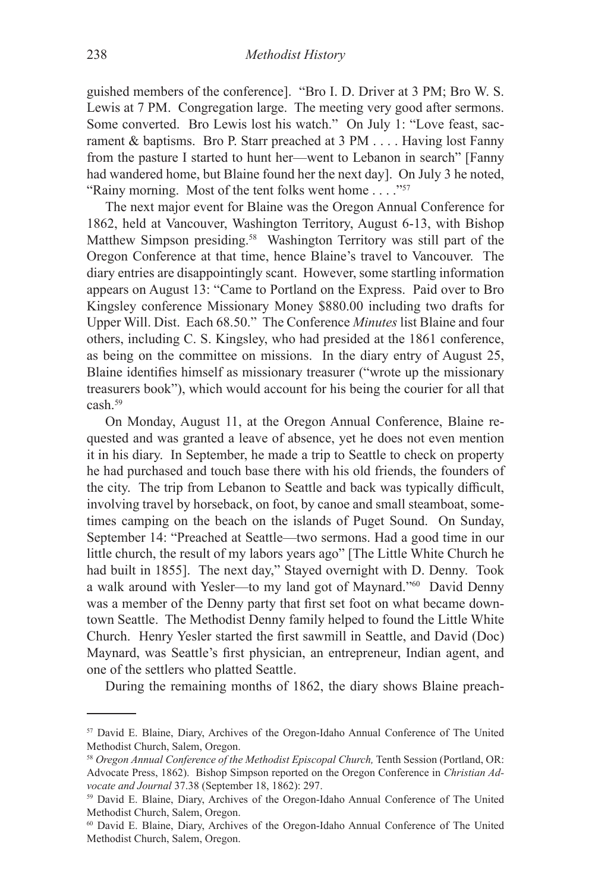guished members of the conference]. "Bro I. D. Driver at 3 PM; Bro W. S. Lewis at 7 PM. Congregation large. The meeting very good after sermons. Some converted. Bro Lewis lost his watch." On July 1: "Love feast, sacrament & baptisms. Bro P. Starr preached at 3 PM . . . . Having lost Fanny from the pasture I started to hunt her—went to Lebanon in search" [Fanny had wandered home, but Blaine found her the next day]. On July 3 he noted, "Rainy morning. Most of the tent folks went home . . . ."[57]

The next major event for Blaine was the Oregon Annual Conference for 1862, held at Vancouver, Washington Territory, August 6-13, with Bishop Matthew Simpson presiding.[58] Washington Territory was still part of the Oregon Conference at that time, hence Blaine's travel to Vancouver. The diary entries are disappointingly scant. However, some startling information appears on August 13: "Came to Portland on the Express. Paid over to Bro Kingsley conference Missionary Money $880.00 including two drafts for Upper Will. Dist. Each 68.50." The Conference *Minutes* list Blaine and four others, including C. S. Kingsley, who had presided at the 1861 conference, as being on the committee on missions. In the diary entry of August 25, Blaine identifies himself as missionary treasurer ("wrote up the missionary treasurers book"), which would account for his being the courier for all that cash.[59]

On Monday, August 11, at the Oregon Annual Conference, Blaine requested and was granted a leave of absence, yet he does not even mention it in his diary. In September, he made a trip to Seattle to check on property he had purchased and touch base there with his old friends, the founders of the city. The trip from Lebanon to Seattle and back was typically difficult, involving travel by horseback, on foot, by canoe and small steamboat, sometimes camping on the beach on the islands of Puget Sound. On Sunday, September 14: "Preached at Seattle—two sermons. Had a good time in our little church, the result of my labors years ago" [The Little White Church he had built in 1855]. The next day," Stayed overnight with D. Denny. Took a walk around with Yesler—to my land got of Maynard."[60] David Denny was a member of the Denny party that first set foot on what became downtown Seattle. The Methodist Denny family helped to found the Little White Church. Henry Yesler started the first sawmill in Seattle, and David (Doc) Maynard, was Seattle's first physician, an entrepreneur, Indian agent, and one of the settlers who platted Seattle.

During the remaining months of 1862, the diary shows Blaine preach-

---

[57] David E. Blaine, Diary, Archives of the Oregon-Idaho Annual Conference of The United Methodist Church, Salem, Oregon.

[58] *Oregon Annual Conference of the Methodist Episcopal Church,* Tenth Session (Portland, OR: Advocate Press, 1862). Bishop Simpson reported on the Oregon Conference in *Christian Advocate and Journal* 37.38 (September 18, 1862): 297.

[59] David E. Blaine, Diary, Archives of the Oregon-Idaho Annual Conference of The United Methodist Church, Salem, Oregon.

[60] David E. Blaine, Diary, Archives of the Oregon-Idaho Annual Conference of The United Methodist Church, Salem, Oregon.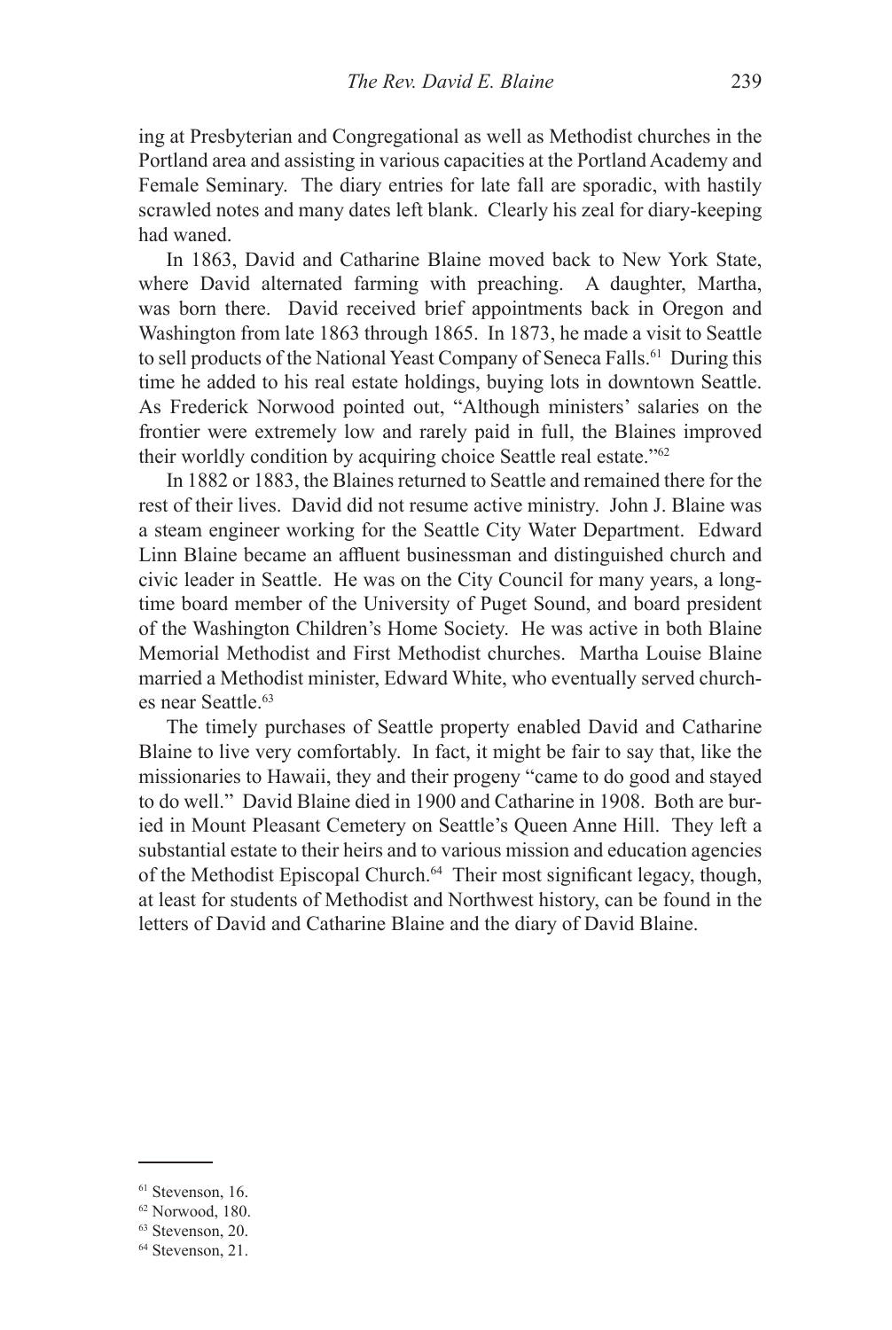ing at Presbyterian and Congregational as well as Methodist churches in the Portland area and assisting in various capacities at the Portland Academy and Female Seminary. The diary entries for late fall are sporadic, with hastily scrawled notes and many dates left blank. Clearly his zeal for diary-keeping had waned.

In 1863, David and Catharine Blaine moved back to New York State, where David alternated farming with preaching. A daughter, Martha, was born there. David received brief appointments back in Oregon and Washington from late 1863 through 1865. In 1873, he made a visit to Seattle to sell products of the National Yeast Company of Seneca Falls.[61] During this time he added to his real estate holdings, buying lots in downtown Seattle. As Frederick Norwood pointed out, "Although ministers' salaries on the frontier were extremely low and rarely paid in full, the Blaines improved their worldly condition by acquiring choice Seattle real estate."[62]

In 1882 or 1883, the Blaines returned to Seattle and remained there for the rest of their lives. David did not resume active ministry. John J. Blaine was a steam engineer working for the Seattle City Water Department. Edward Linn Blaine became an affluent businessman and distinguished church and civic leader in Seattle. He was on the City Council for many years, a long-time board member of the University of Puget Sound, and board president of the Washington Children's Home Society. He was active in both Blaine Memorial Methodist and First Methodist churches. Martha Louise Blaine married a Methodist minister, Edward White, who eventually served churches near Seattle.[63]

The timely purchases of Seattle property enabled David and Catharine Blaine to live very comfortably. In fact, it might be fair to say that, like the missionaries to Hawaii, they and their progeny "came to do good and stayed to do well." David Blaine died in 1900 and Catharine in 1908. Both are buried in Mount Pleasant Cemetery on Seattle's Queen Anne Hill. They left a substantial estate to their heirs and to various mission and education agencies of the Methodist Episcopal Church.[64] Their most significant legacy, though, at least for students of Methodist and Northwest history, can be found in the letters of David and Catharine Blaine and the diary of David Blaine.

---

[61] Stevenson, 16.

[62] Norwood, 180.

[63] Stevenson, 20.

[64] Stevenson, 21.